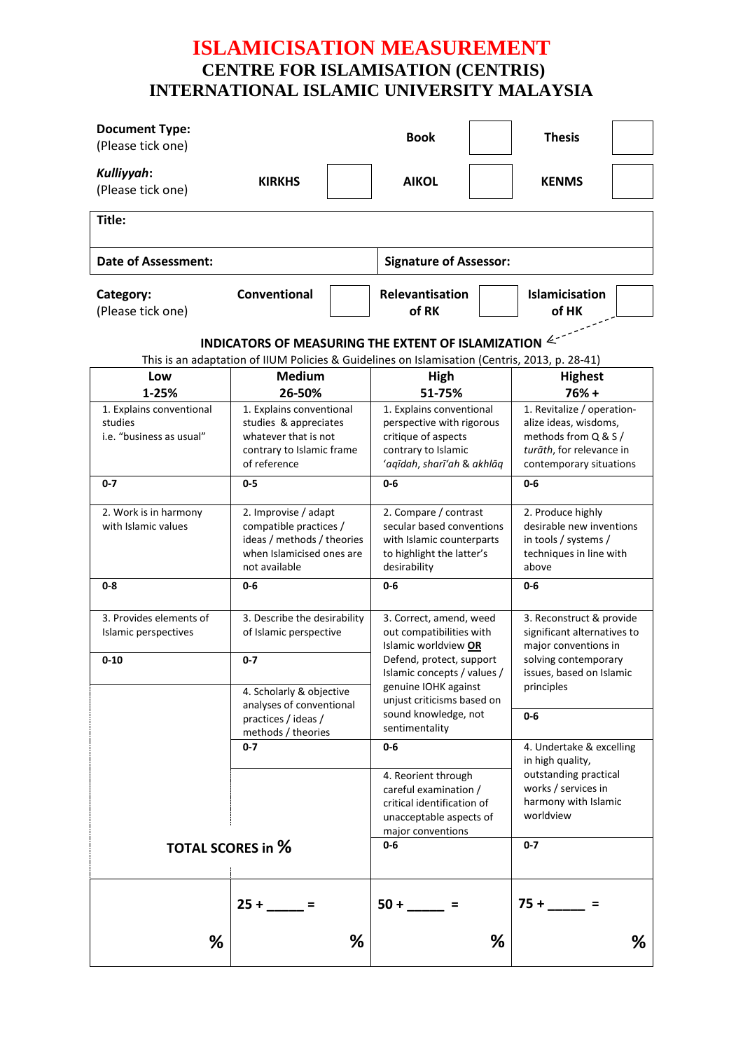# ISLAMICISATION MEASUREMENT

## CENTRE FOR ISLAMISATION (CENTRIS)

## INTERNATIONAL ISLAMIC UNIVERSITY MALAYSIA

| **Document Type:** (Please tick one) | | **Book** | ☐ | **Thesis** | ☐ |
|---|---|---|---|---|---|
| ***Kulliyyah*:** (Please tick one) | **KIRKHS** ☐ | **AIKOL** | ☐ | **KENMS** | ☐ |

| **Title:** | |
|---|---|
| **Date of Assessment:** | **Signature of Assessor:** |

| **Category:** (Please tick one) | **Conventional** ☐ | **Relevantisation of RK** ☐ | **Islamicisation of HK** ☐ |
|---|---|---|---|

### INDICATORS OF MEASURING THE EXTENT OF ISLAMIZATION

This is an adaptation of IIUM Policies & Guidelines on Islamisation (Centris, 2013, p. 28-41)

| **Low 1-25%** | **Medium 26-50%** | **High 51-75%** | **Highest 76% +** |
|---|---|---|---|
| 1. Explains conventional studies i.e. "business as usual" | 1. Explains conventional studies & appreciates whatever that is not contrary to Islamic frame of reference | 1. Explains conventional perspective with rigorous critique of aspects contrary to Islamic *'aqīdah, sharī'ah* & *akhlāq* | 1. Revitalize / operationalize ideas, wisdoms, methods from Q & S / *turāth*, for relevance in contemporary situations |
| **0-7** | **0-5** | **0-6** | **0-6** |
| 2. Work is in harmony with Islamic values | 2. Improvise / adapt compatible practices / ideas / methods / theories when Islamicised ones are not available | 2. Compare / contrast secular based conventions with Islamic counterparts to highlight the latter's desirability | 2. Produce highly desirable new inventions in tools / systems / techniques in line with above |
| **0-8** | **0-6** | **0-6** | **0-6** |
| 3. Provides elements of Islamic perspectives | 3. Describe the desirability of Islamic perspective | 3. Correct, amend, weed out compatibilities with Islamic worldview **OR** Defend, protect, support Islamic concepts / values / genuine IOHK against unjust criticisms based on sound knowledge, not sentimentality | 3. Reconstruct & provide significant alternatives to major conventions in solving contemporary issues, based on Islamic principles |
| **0-10** | **0-7** | | **0-6** |
| | 4. Scholarly & objective analyses of conventional practices / ideas / methods / theories | | |
| | **0-7** | **0-6** | 4. Undertake & excelling in high quality, outstanding practical works / services in harmony with Islamic worldview |
| | | 4. Reorient through careful examination / critical identification of unacceptable aspects of major conventions | |
| **TOTAL SCORES in %** | | **0-6** | **0-7** |
| % | 25 + _____ = % | 50 + _____ = % | 75 + _____ = % |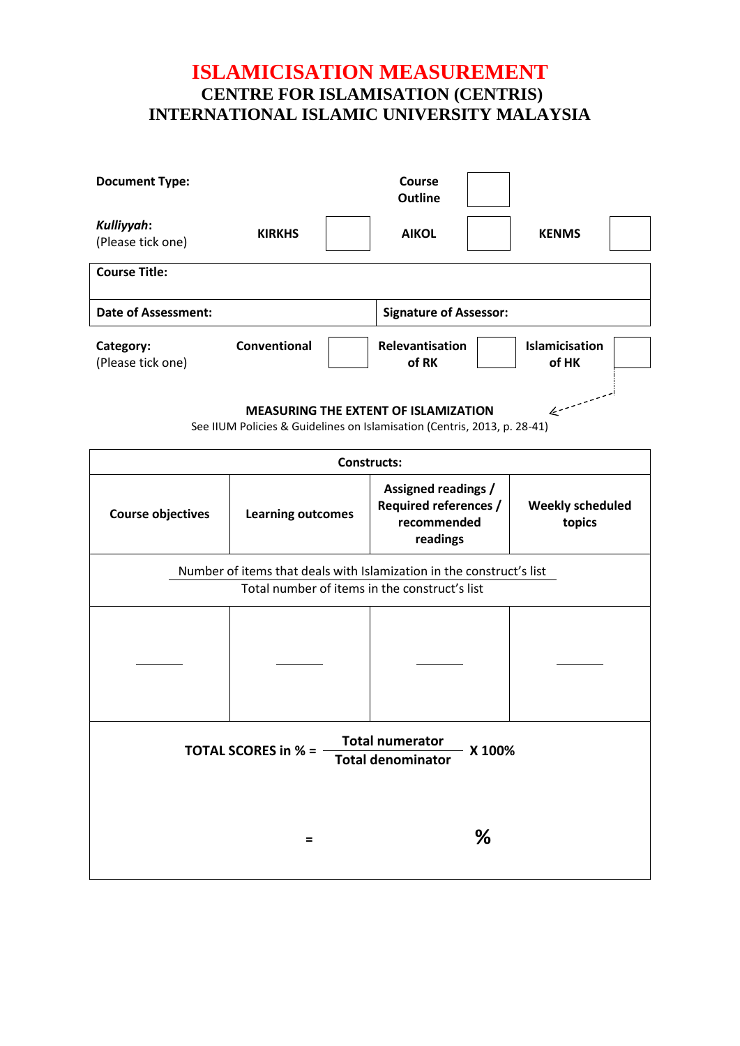# ISLAMICISATION MEASUREMENT

## CENTRE FOR ISLAMISATION (CENTRIS)

## INTERNATIONAL ISLAMIC UNIVERSITY MALAYSIA

| | | | | | |
|---|---|---|---|---|---|
| **Document Type:** | | **Course Outline** | | | |
| ***Kulliyyah*:** (Please tick one) | **KIRKHS** | | **AIKOL** | | **KENMS** |

| | |
|---|---|
| **Course Title:** | |
| **Date of Assessment:** | **Signature of Assessor:** |

| | | | | | | |
|---|---|---|---|---|---|---|
| **Category:** (Please tick one) | **Conventional** | | **Relevantisation of RK** | | **Islamicisation of HK** | |

**MEASURING THE EXTENT OF ISLAMIZATION**

See IIUM Policies & Guidelines on Islamisation (Centris, 2013, p. 28-41)

| **Constructs:** | | | |
|---|---|---|---|
| **Course objectives** | **Learning outcomes** | **Assigned readings / Required references / recommended readings** | **Weekly scheduled topics** |
| $\frac{\text{Number of items that deals with Islamization in the construct's list}}{\text{Total number of items in the construct's list}}$ | | | |
| ____ | ____ | ____ | ____ |

$$\textbf{TOTAL SCORES in \%} = \frac{\textbf{Total numerator}}{\textbf{Total denominator}} \textbf{ X 100\%}$$

= %